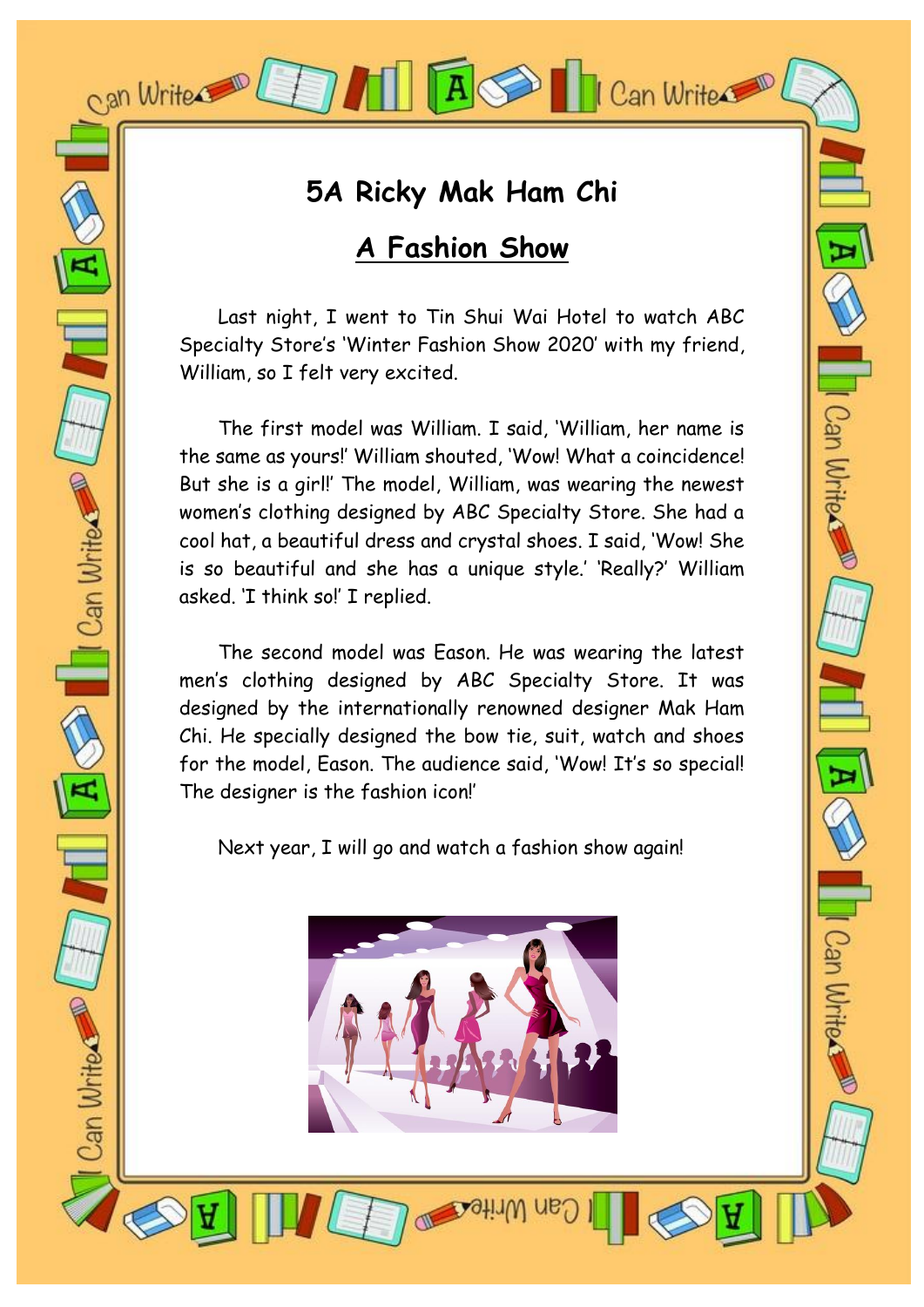# 5A Ricky Mak Ham Chi

## A Fashion Show

Last night, I went to Tin Shui Wai Hotel to watch ABC Specialty Store's 'Winter Fashion Show 2020' with my friend, William, so I felt very excited.

The first model was William. I said, 'William, her name is the same as yours!' William shouted, 'Wow! What a coincidence! But she is a girl!' The model, William, was wearing the newest women's clothing designed by ABC Specialty Store. She had a cool hat, a beautiful dress and crystal shoes. I said, 'Wow! She is so beautiful and she has a unique style.' 'Really?' William asked. 'I think so!' I replied.

The second model was Eason. He was wearing the latest men's clothing designed by ABC Specialty Store. It was designed by the internationally renowned designer Mak Ham Chi. He specially designed the bow tie, suit, watch and shoes for the model, Eason. The audience said, 'Wow! It's so special! The designer is the fashion icon!'

Next year, I will go and watch a fashion show again!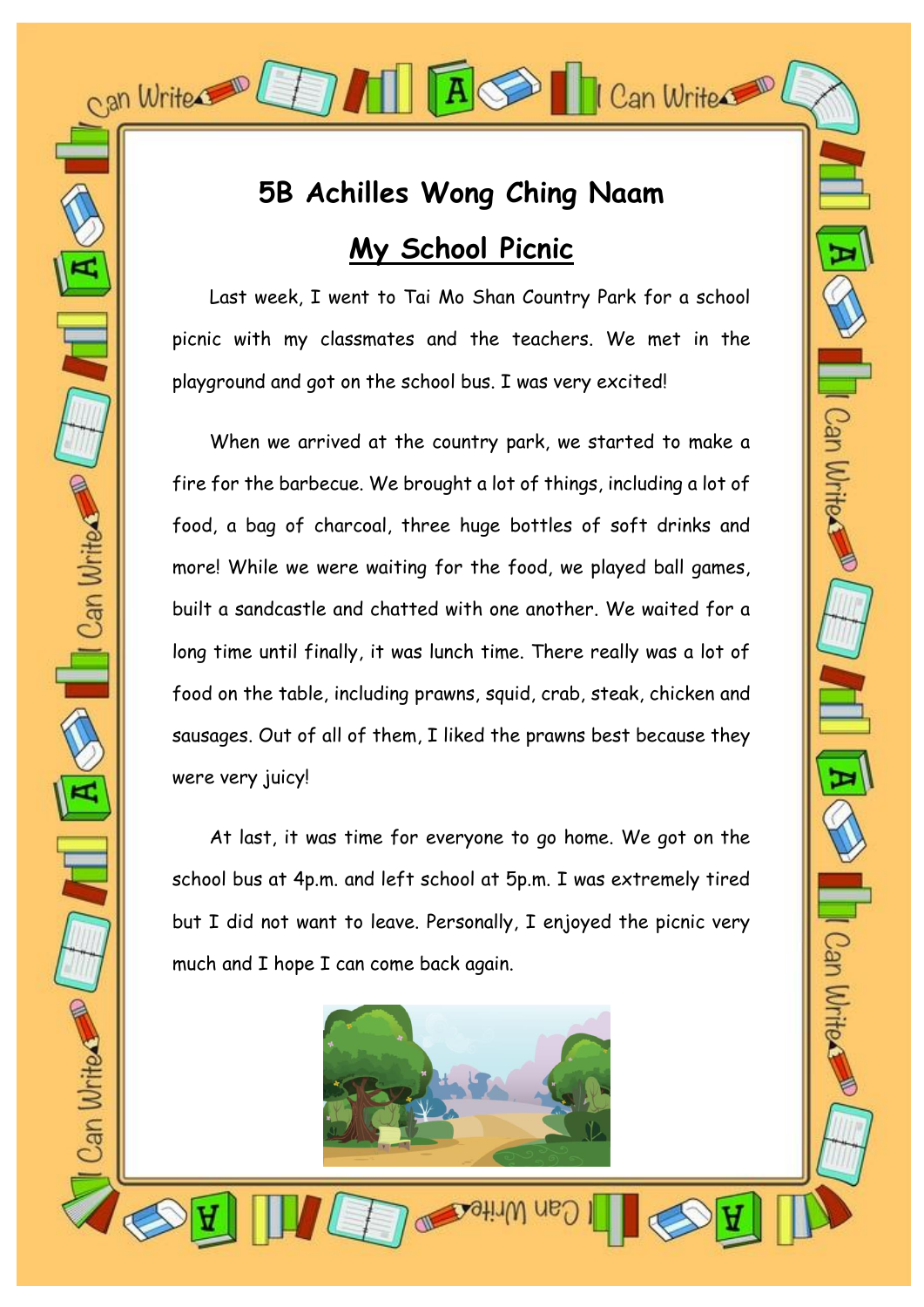## 5B Achilles Wong Ching Naam

## My School Picnic

Last week, I went to Tai Mo Shan Country Park for a school picnic with my classmates and the teachers. We met in the playground and got on the school bus. I was very excited!

When we arrived at the country park, we started to make a fire for the barbecue. We brought a lot of things, including a lot of food, a bag of charcoal, three huge bottles of soft drinks and more! While we were waiting for the food, we played ball games, built a sandcastle and chatted with one another. We waited for a long time until finally, it was lunch time. There really was a lot of food on the table, including prawns, squid, crab, steak, chicken and sausages. Out of all of them, I liked the prawns best because they were very juicy!

At last, it was time for everyone to go home. We got on the school bus at 4p.m. and left school at 5p.m. I was extremely tired but I did not want to leave. Personally, I enjoyed the picnic very much and I hope I can come back again.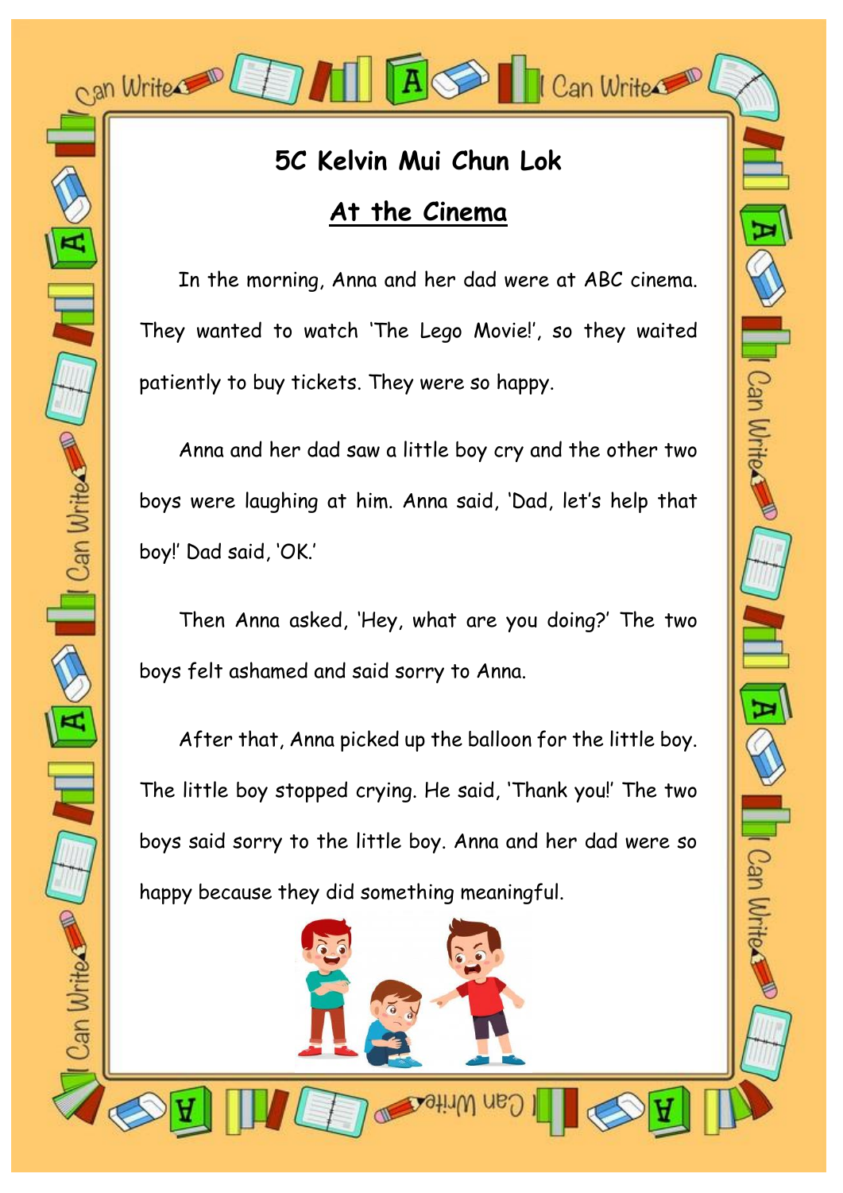# 5C Kelvin Mui Chun Lok

## At the Cinema

In the morning, Anna and her dad were at ABC cinema. They wanted to watch 'The Lego Movie!', so they waited patiently to buy tickets. They were so happy.

Anna and her dad saw a little boy cry and the other two boys were laughing at him. Anna said, 'Dad, let's help that boy!' Dad said, 'OK.'

Then Anna asked, 'Hey, what are you doing?' The two boys felt ashamed and said sorry to Anna.

After that, Anna picked up the balloon for the little boy. The little boy stopped crying. He said, 'Thank you!' The two boys said sorry to the little boy. Anna and her dad were so happy because they did something meaningful.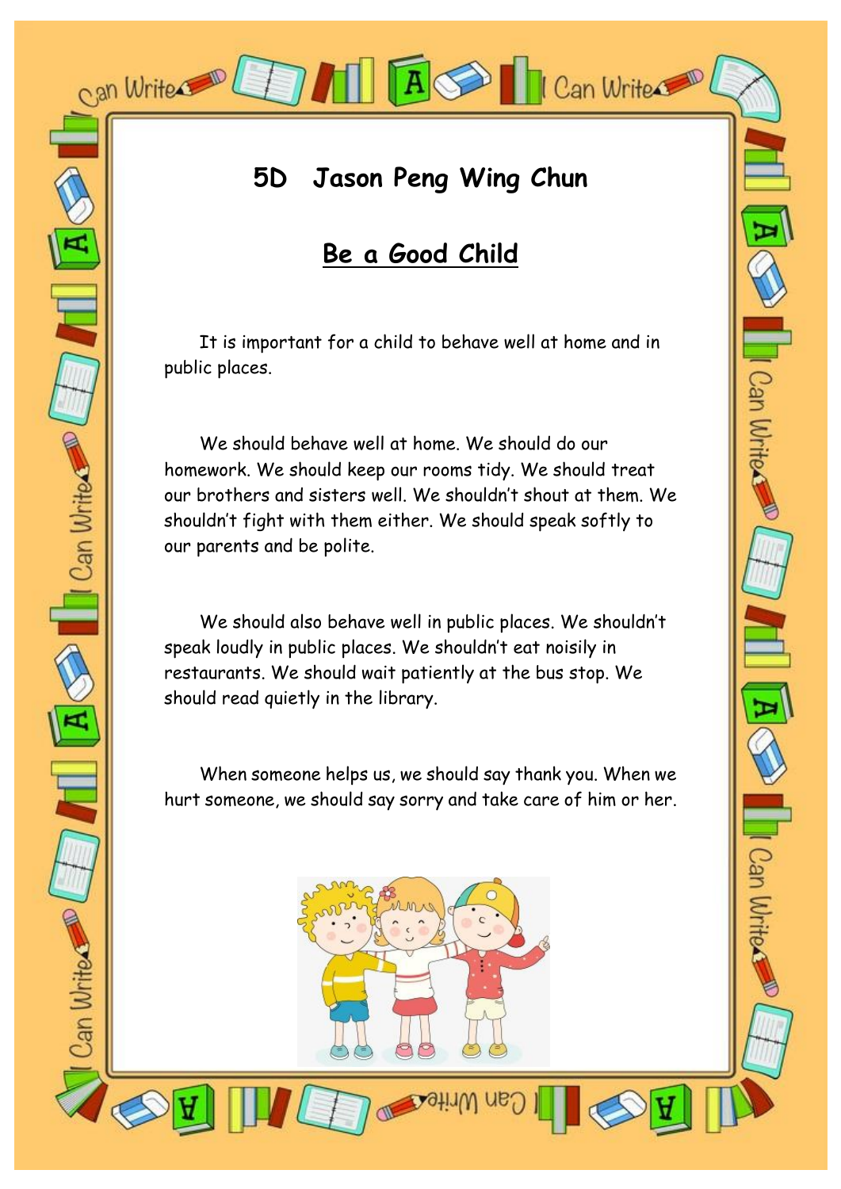## 5D Jason Peng Wing Chun

## Be a Good Child

It is important for a child to behave well at home and in public places.

We should behave well at home. We should do our homework. We should keep our rooms tidy. We should treat our brothers and sisters well. We shouldn't shout at them. We shouldn't fight with them either. We should speak softly to our parents and be polite.

We should also behave well in public places. We shouldn't speak loudly in public places. We shouldn't eat noisily in restaurants. We should wait patiently at the bus stop. We should read quietly in the library.

When someone helps us, we should say thank you. When we hurt someone, we should say sorry and take care of him or her.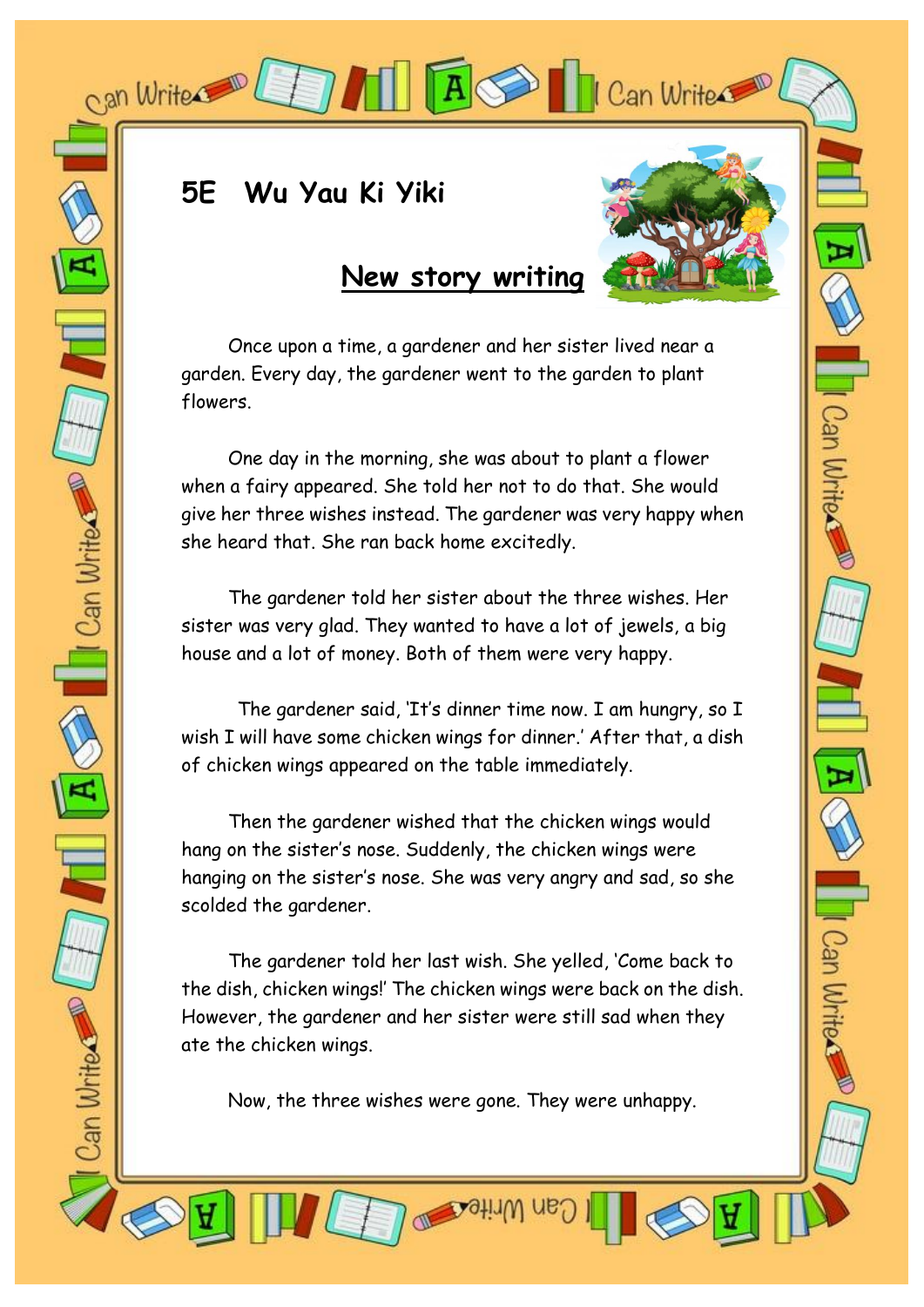## 5E Wu Yau Ki Yiki

### New story writing

Once upon a time, a gardener and her sister lived near a garden. Every day, the gardener went to the garden to plant flowers.

One day in the morning, she was about to plant a flower when a fairy appeared. She told her not to do that. She would give her three wishes instead. The gardener was very happy when she heard that. She ran back home excitedly.

The gardener told her sister about the three wishes. Her sister was very glad. They wanted to have a lot of jewels, a big house and a lot of money. Both of them were very happy.

The gardener said, 'It's dinner time now. I am hungry, so I wish I will have some chicken wings for dinner.' After that, a dish of chicken wings appeared on the table immediately.

Then the gardener wished that the chicken wings would hang on the sister's nose. Suddenly, the chicken wings were hanging on the sister's nose. She was very angry and sad, so she scolded the gardener.

The gardener told her last wish. She yelled, 'Come back to the dish, chicken wings!' The chicken wings were back on the dish. However, the gardener and her sister were still sad when they ate the chicken wings.

Now, the three wishes were gone. They were unhappy.